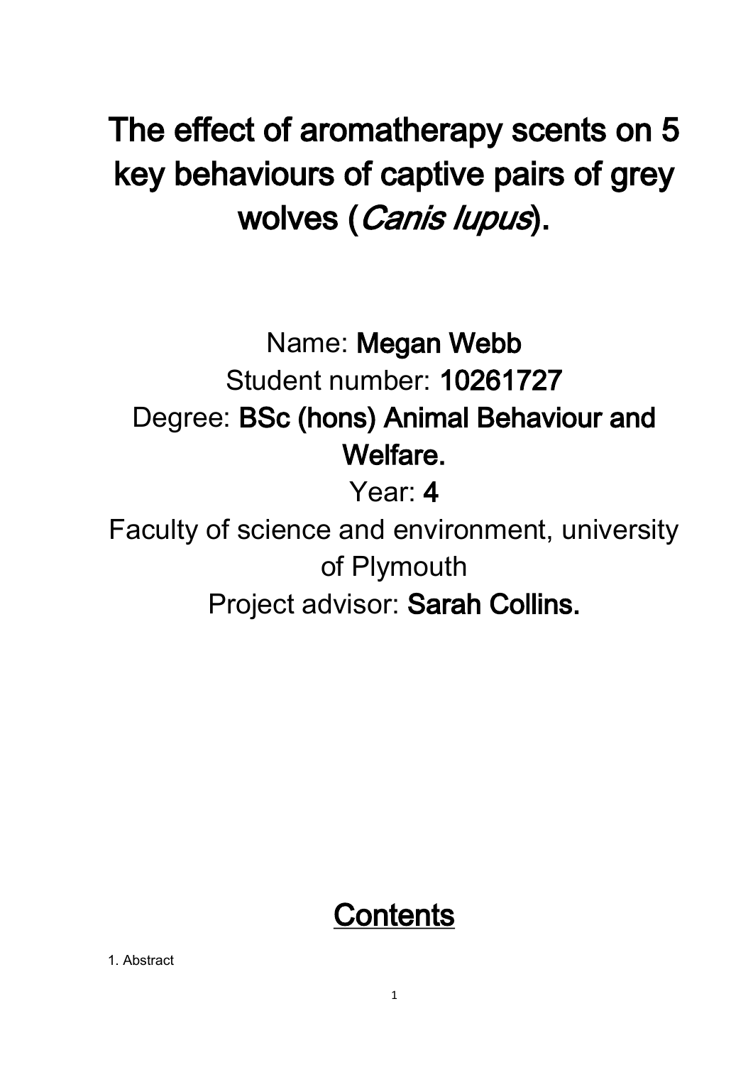# The effect of aromatherapy scents on 5 key behaviours of captive pairs of grey wolves (*Canis lupus*).

Name: **Megan Webb**

Student number: **10261727**

Degree: **BSc (hons) Animal Behaviour and Welfare.**

Year: **4**

Faculty of science and environment, university of Plymouth

Project advisor: **Sarah Collins.**

## Contents

1. Abstract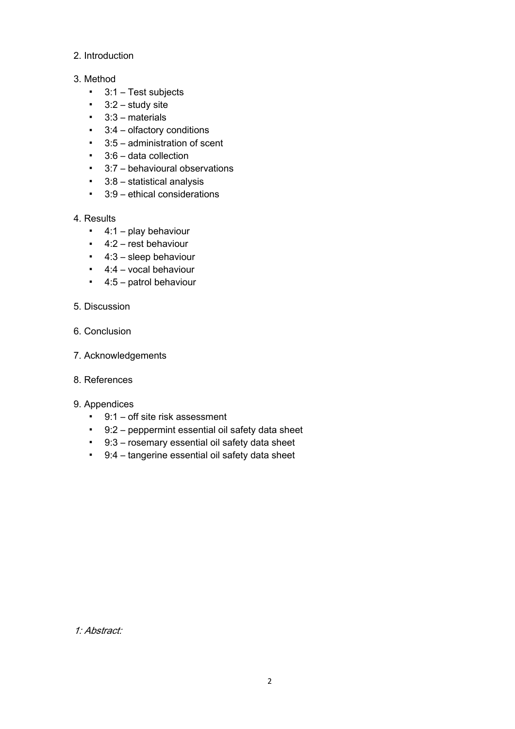2. Introduction

3. Method
   - 3:1 – Test subjects
   - 3:2 – study site
   - 3:3 – materials
   - 3:4 – olfactory conditions
   - 3:5 – administration of scent
   - 3:6 – data collection
   - 3:7 – behavioural observations
   - 3:8 – statistical analysis
   - 3:9 – ethical considerations

4. Results
   - 4:1 – play behaviour
   - 4:2 – rest behaviour
   - 4:3 – sleep behaviour
   - 4:4 – vocal behaviour
   - 4:5 – patrol behaviour

5. Discussion

6. Conclusion

7. Acknowledgements

8. References

9. Appendices
   - 9:1 – off site risk assessment
   - 9:2 – peppermint essential oil safety data sheet
   - 9:3 – rosemary essential oil safety data sheet
   - 9:4 – tangerine essential oil safety data sheet

*1: Abstract:*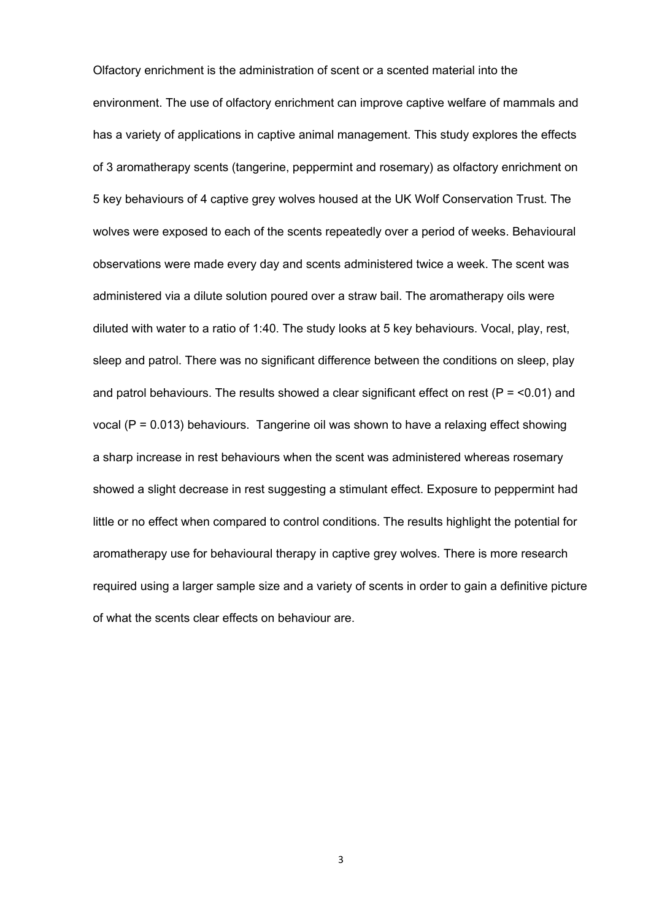Olfactory enrichment is the administration of scent or a scented material into the environment. The use of olfactory enrichment can improve captive welfare of mammals and has a variety of applications in captive animal management. This study explores the effects of 3 aromatherapy scents (tangerine, peppermint and rosemary) as olfactory enrichment on 5 key behaviours of 4 captive grey wolves housed at the UK Wolf Conservation Trust. The wolves were exposed to each of the scents repeatedly over a period of weeks. Behavioural observations were made every day and scents administered twice a week. The scent was administered via a dilute solution poured over a straw bail. The aromatherapy oils were diluted with water to a ratio of 1:40. The study looks at 5 key behaviours. Vocal, play, rest, sleep and patrol. There was no significant difference between the conditions on sleep, play and patrol behaviours. The results showed a clear significant effect on rest ($P = <0.01$) and vocal ($P = 0.013$) behaviours. Tangerine oil was shown to have a relaxing effect showing a sharp increase in rest behaviours when the scent was administered whereas rosemary showed a slight decrease in rest suggesting a stimulant effect. Exposure to peppermint had little or no effect when compared to control conditions. The results highlight the potential for aromatherapy use for behavioural therapy in captive grey wolves. There is more research required using a larger sample size and a variety of scents in order to gain a definitive picture of what the scents clear effects on behaviour are.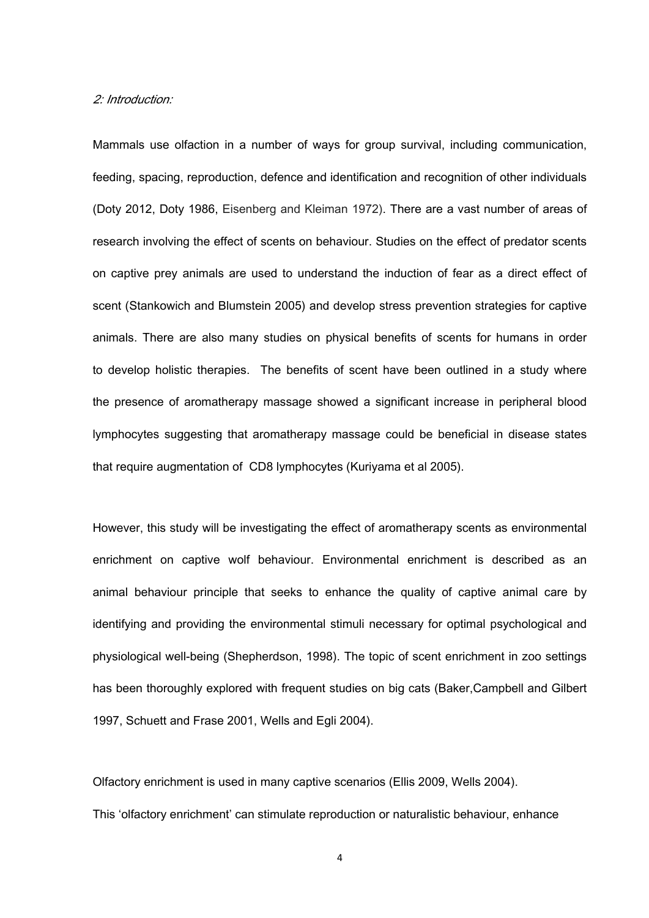*2: Introduction:*

Mammals use olfaction in a number of ways for group survival, including communication, feeding, spacing, reproduction, defence and identification and recognition of other individuals (Doty 2012, Doty 1986, Eisenberg and Kleiman 1972). There are a vast number of areas of research involving the effect of scents on behaviour. Studies on the effect of predator scents on captive prey animals are used to understand the induction of fear as a direct effect of scent (Stankowich and Blumstein 2005) and develop stress prevention strategies for captive animals. There are also many studies on physical benefits of scents for humans in order to develop holistic therapies. The benefits of scent have been outlined in a study where the presence of aromatherapy massage showed a significant increase in peripheral blood lymphocytes suggesting that aromatherapy massage could be beneficial in disease states that require augmentation of CD8 lymphocytes (Kuriyama et al 2005).

However, this study will be investigating the effect of aromatherapy scents as environmental enrichment on captive wolf behaviour. Environmental enrichment is described as an animal behaviour principle that seeks to enhance the quality of captive animal care by identifying and providing the environmental stimuli necessary for optimal psychological and physiological well-being (Shepherdson, 1998). The topic of scent enrichment in zoo settings has been thoroughly explored with frequent studies on big cats (Baker,Campbell and Gilbert 1997, Schuett and Frase 2001, Wells and Egli 2004).

Olfactory enrichment is used in many captive scenarios (Ellis 2009, Wells 2004).
This 'olfactory enrichment' can stimulate reproduction or naturalistic behaviour, enhance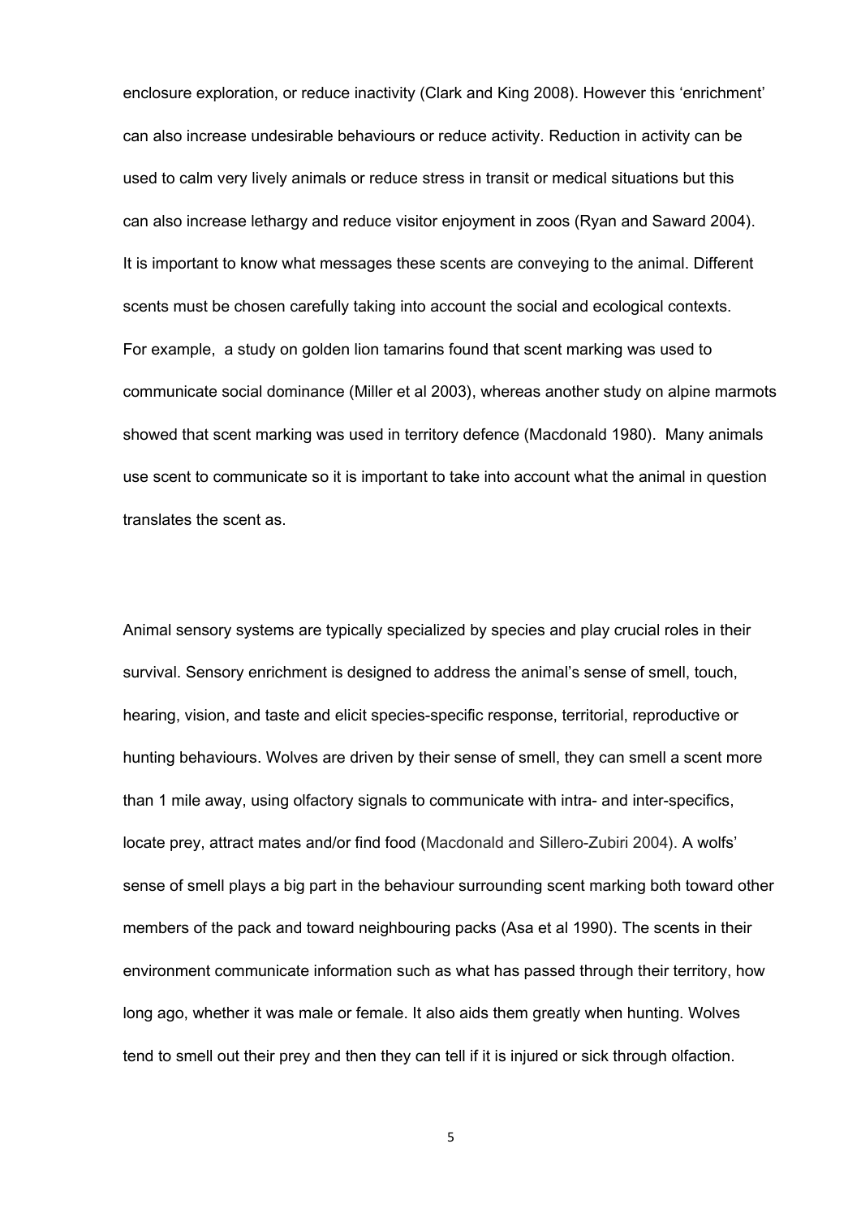enclosure exploration, or reduce inactivity (Clark and King 2008). However this 'enrichment' can also increase undesirable behaviours or reduce activity. Reduction in activity can be used to calm very lively animals or reduce stress in transit or medical situations but this can also increase lethargy and reduce visitor enjoyment in zoos (Ryan and Saward 2004). It is important to know what messages these scents are conveying to the animal. Different scents must be chosen carefully taking into account the social and ecological contexts. For example, a study on golden lion tamarins found that scent marking was used to communicate social dominance (Miller et al 2003), whereas another study on alpine marmots showed that scent marking was used in territory defence (Macdonald 1980). Many animals use scent to communicate so it is important to take into account what the animal in question translates the scent as.

Animal sensory systems are typically specialized by species and play crucial roles in their survival. Sensory enrichment is designed to address the animal's sense of smell, touch, hearing, vision, and taste and elicit species-specific response, territorial, reproductive or hunting behaviours. Wolves are driven by their sense of smell, they can smell a scent more than 1 mile away, using olfactory signals to communicate with intra- and inter-specifics, locate prey, attract mates and/or find food (Macdonald and Sillero-Zubiri 2004). A wolfs' sense of smell plays a big part in the behaviour surrounding scent marking both toward other members of the pack and toward neighbouring packs (Asa et al 1990). The scents in their environment communicate information such as what has passed through their territory, how long ago, whether it was male or female. It also aids them greatly when hunting. Wolves tend to smell out their prey and then they can tell if it is injured or sick through olfaction.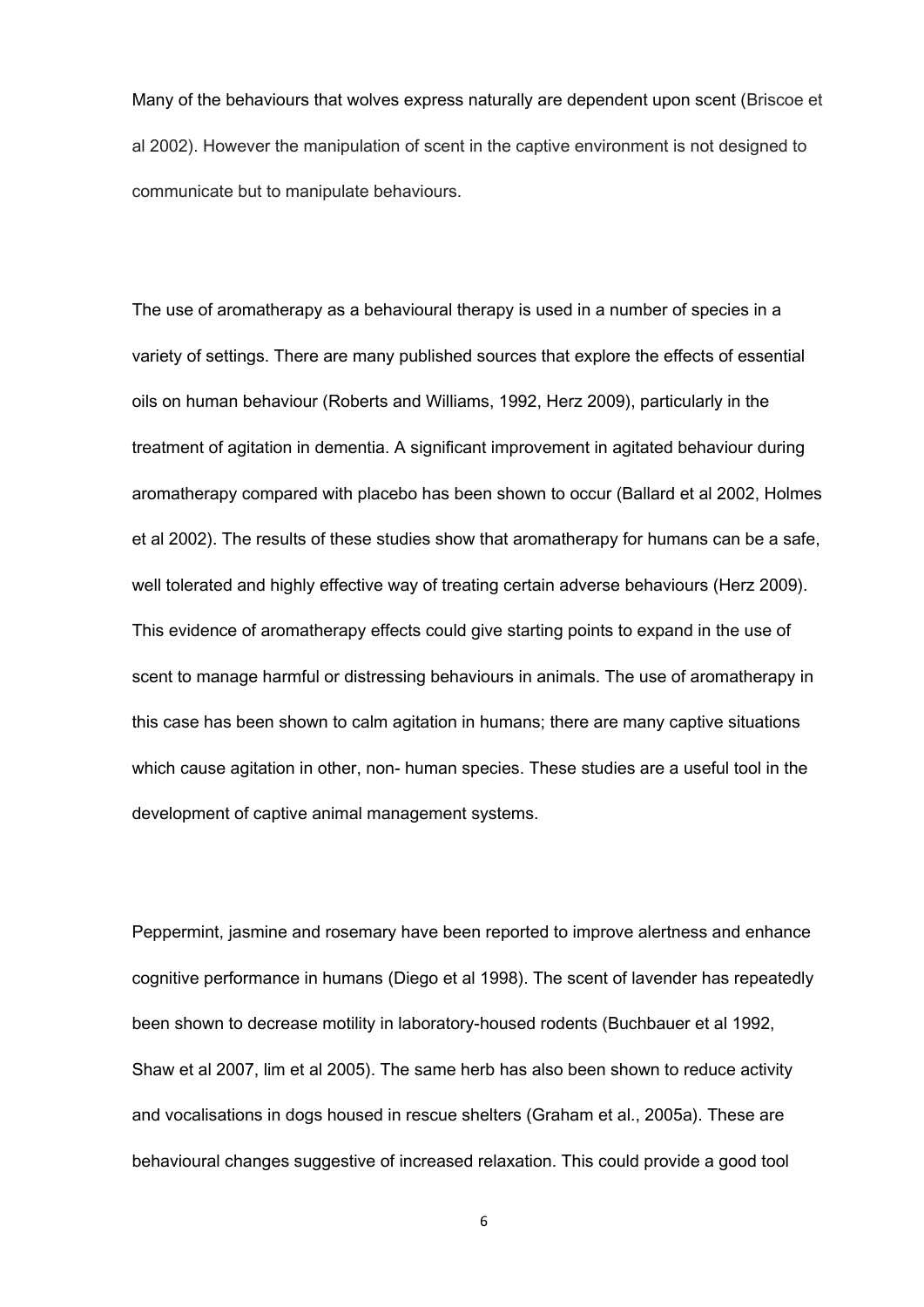Many of the behaviours that wolves express naturally are dependent upon scent (Briscoe et al 2002). However the manipulation of scent in the captive environment is not designed to communicate but to manipulate behaviours.

The use of aromatherapy as a behavioural therapy is used in a number of species in a variety of settings. There are many published sources that explore the effects of essential oils on human behaviour (Roberts and Williams, 1992, Herz 2009), particularly in the treatment of agitation in dementia. A significant improvement in agitated behaviour during aromatherapy compared with placebo has been shown to occur (Ballard et al 2002, Holmes et al 2002). The results of these studies show that aromatherapy for humans can be a safe, well tolerated and highly effective way of treating certain adverse behaviours (Herz 2009). This evidence of aromatherapy effects could give starting points to expand in the use of scent to manage harmful or distressing behaviours in animals. The use of aromatherapy in this case has been shown to calm agitation in humans; there are many captive situations which cause agitation in other, non- human species. These studies are a useful tool in the development of captive animal management systems.

Peppermint, jasmine and rosemary have been reported to improve alertness and enhance cognitive performance in humans (Diego et al 1998). The scent of lavender has repeatedly been shown to decrease motility in laboratory-housed rodents (Buchbauer et al 1992, Shaw et al 2007, lim et al 2005). The same herb has also been shown to reduce activity and vocalisations in dogs housed in rescue shelters (Graham et al., 2005a). These are behavioural changes suggestive of increased relaxation. This could provide a good tool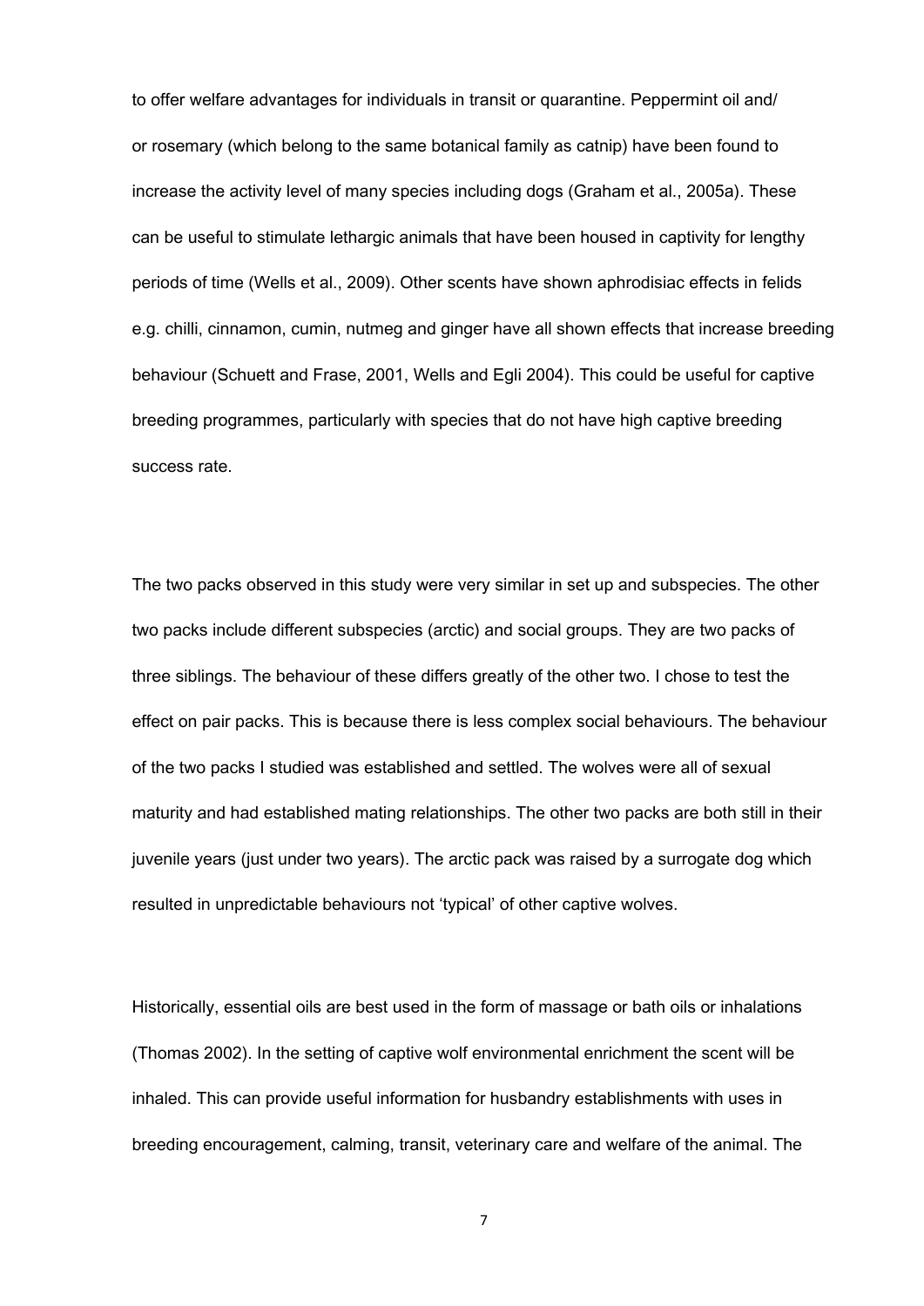to offer welfare advantages for individuals in transit or quarantine. Peppermint oil and/ or rosemary (which belong to the same botanical family as catnip) have been found to increase the activity level of many species including dogs (Graham et al., 2005a). These can be useful to stimulate lethargic animals that have been housed in captivity for lengthy periods of time (Wells et al., 2009). Other scents have shown aphrodisiac effects in felids e.g. chilli, cinnamon, cumin, nutmeg and ginger have all shown effects that increase breeding behaviour (Schuett and Frase, 2001, Wells and Egli 2004). This could be useful for captive breeding programmes, particularly with species that do not have high captive breeding success rate.

The two packs observed in this study were very similar in set up and subspecies. The other two packs include different subspecies (arctic) and social groups. They are two packs of three siblings. The behaviour of these differs greatly of the other two. I chose to test the effect on pair packs. This is because there is less complex social behaviours. The behaviour of the two packs I studied was established and settled. The wolves were all of sexual maturity and had established mating relationships. The other two packs are both still in their juvenile years (just under two years). The arctic pack was raised by a surrogate dog which resulted in unpredictable behaviours not 'typical' of other captive wolves.

Historically, essential oils are best used in the form of massage or bath oils or inhalations (Thomas 2002). In the setting of captive wolf environmental enrichment the scent will be inhaled. This can provide useful information for husbandry establishments with uses in breeding encouragement, calming, transit, veterinary care and welfare of the animal. The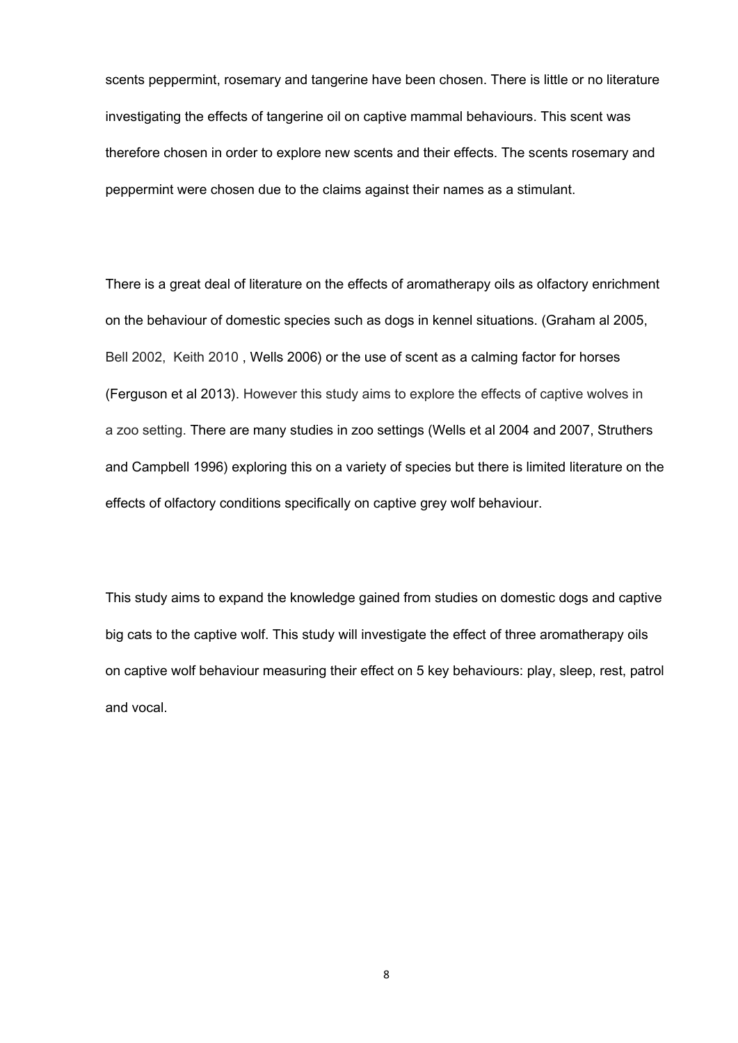scents peppermint, rosemary and tangerine have been chosen. There is little or no literature investigating the effects of tangerine oil on captive mammal behaviours. This scent was therefore chosen in order to explore new scents and their effects. The scents rosemary and peppermint were chosen due to the claims against their names as a stimulant.

There is a great deal of literature on the effects of aromatherapy oils as olfactory enrichment on the behaviour of domestic species such as dogs in kennel situations. (Graham al 2005, Bell 2002, Keith 2010 , Wells 2006) or the use of scent as a calming factor for horses (Ferguson et al 2013). However this study aims to explore the effects of captive wolves in a zoo setting. There are many studies in zoo settings (Wells et al 2004 and 2007, Struthers and Campbell 1996) exploring this on a variety of species but there is limited literature on the effects of olfactory conditions specifically on captive grey wolf behaviour.

This study aims to expand the knowledge gained from studies on domestic dogs and captive big cats to the captive wolf. This study will investigate the effect of three aromatherapy oils on captive wolf behaviour measuring their effect on 5 key behaviours: play, sleep, rest, patrol and vocal.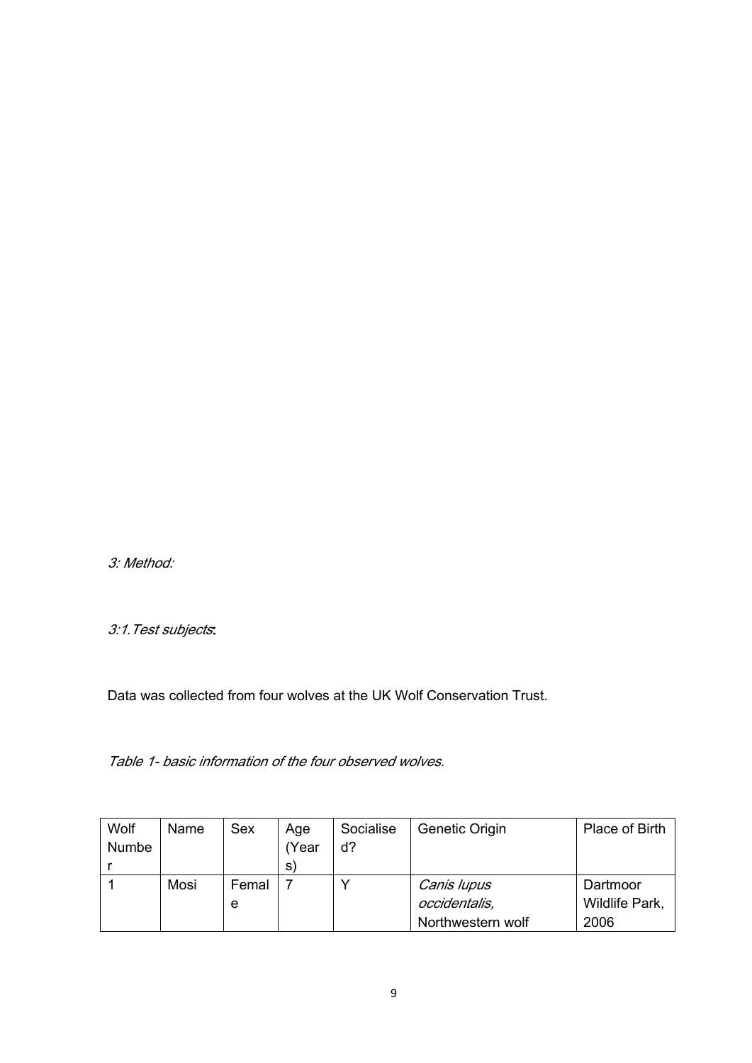*3: Method:*

*3:1.Test subjects*:

Data was collected from four wolves at the UK Wolf Conservation Trust.

*Table 1- basic information of the four observed wolves.*

| Wolf Number | Name | Sex | Age (Years) | Socialised? | Genetic Origin | Place of Birth |
|---|---|---|---|---|---|---|
| 1 | Mosi | Female | 7 | Y | *Canis lupus occidentalis*, Northwestern wolf | Dartmoor Wildlife Park, 2006 |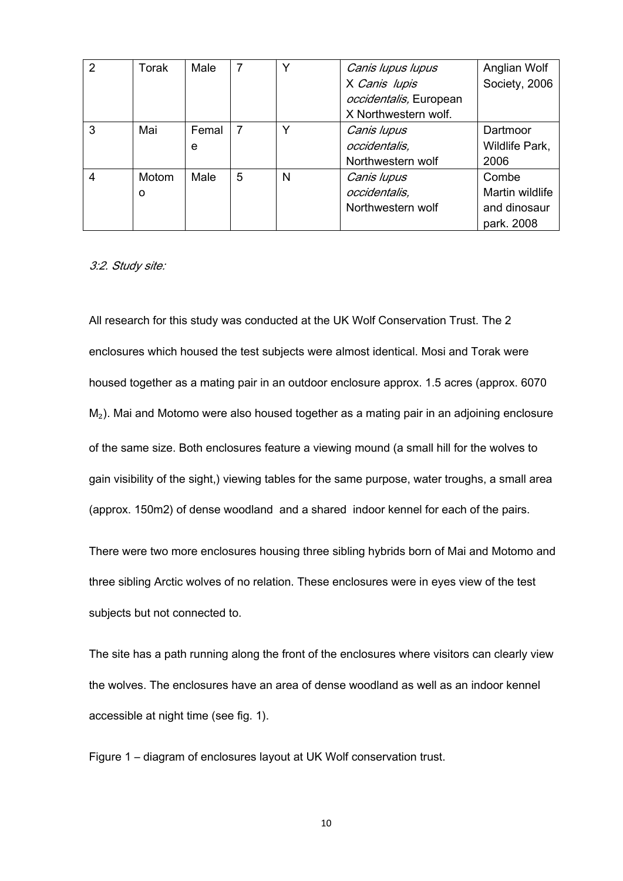| 2 | Torak | Male | 7 | Y | *Canis lupus lupus* X *Canis lupis occidentalis,* European X Northwestern wolf. | Anglian Wolf Society, 2006 |
|---|---|---|---|---|---|---|
| 3 | Mai | Female | 7 | Y | *Canis lupus occidentalis,* Northwestern wolf | Dartmoor Wildlife Park, 2006 |
| 4 | Motomo | Male | 5 | N | *Canis lupus occidentalis,* Northwestern wolf | Combe Martin wildlife and dinosaur park. 2008 |

*3:2. Study site:*

All research for this study was conducted at the UK Wolf Conservation Trust. The 2 enclosures which housed the test subjects were almost identical. Mosi and Torak were housed together as a mating pair in an outdoor enclosure approx. 1.5 acres (approx. 6070 $M_2$). Mai and Motomo were also housed together as a mating pair in an adjoining enclosure of the same size. Both enclosures feature a viewing mound (a small hill for the wolves to gain visibility of the sight,) viewing tables for the same purpose, water troughs, a small area (approx. 150m2) of dense woodland and a shared indoor kennel for each of the pairs.

There were two more enclosures housing three sibling hybrids born of Mai and Motomo and three sibling Arctic wolves of no relation. These enclosures were in eyes view of the test subjects but not connected to.

The site has a path running along the front of the enclosures where visitors can clearly view the wolves. The enclosures have an area of dense woodland as well as an indoor kennel accessible at night time (see fig. 1).

Figure 1 – diagram of enclosures layout at UK Wolf conservation trust.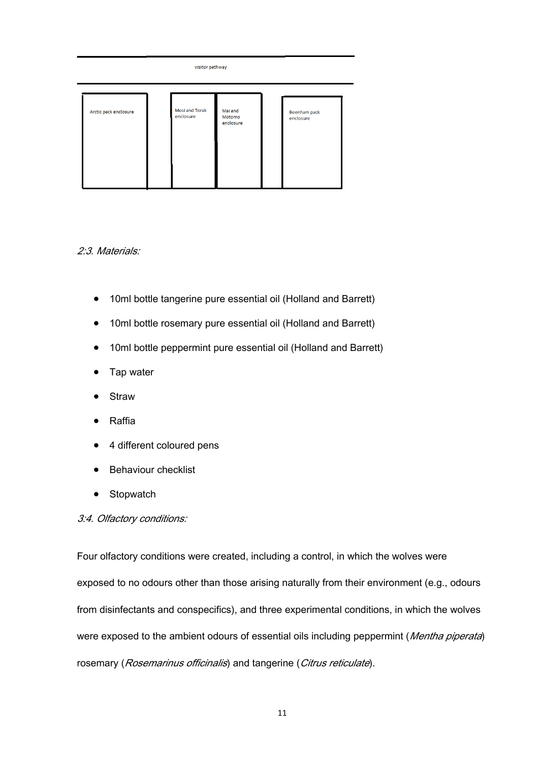visitor pathway

Arctic pack enclosure

Mosi and Torak enclosure

Mai and Motomo enclosure

Beenham pack enclosure

*2:3. Materials:*

- 10ml bottle tangerine pure essential oil (Holland and Barrett)
- 10ml bottle rosemary pure essential oil (Holland and Barrett)
- 10ml bottle peppermint pure essential oil (Holland and Barrett)
- Tap water
- Straw
- Raffia
- 4 different coloured pens
- Behaviour checklist
- Stopwatch

*3:4. Olfactory conditions:*

Four olfactory conditions were created, including a control, in which the wolves were exposed to no odours other than those arising naturally from their environment (e.g., odours from disinfectants and conspecifics), and three experimental conditions, in which the wolves were exposed to the ambient odours of essential oils including peppermint (*Mentha piperata*) rosemary (*Rosemarinus officinalis*) and tangerine (*Citrus reticulate*).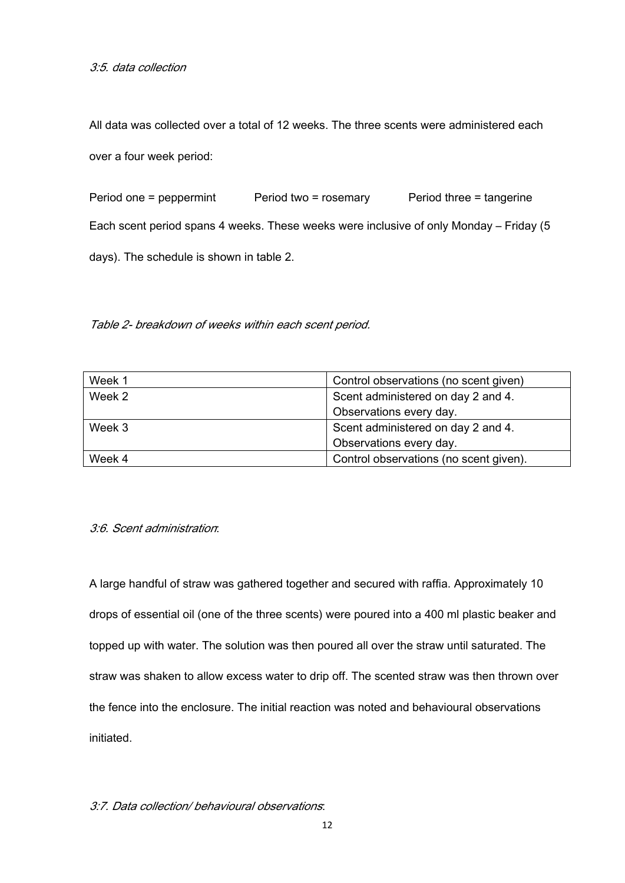*3:5. data collection*

All data was collected over a total of 12 weeks. The three scents were administered each over a four week period:

Period one = peppermint  Period two = rosemary  Period three = tangerine

Each scent period spans 4 weeks. These weeks were inclusive of only Monday – Friday (5 days). The schedule is shown in table 2.

*Table 2- breakdown of weeks within each scent period.*

| | |
|---|---|
| Week 1 | Control observations (no scent given) |
| Week 2 | Scent administered on day 2 and 4. Observations every day. |
| Week 3 | Scent administered on day 2 and 4. Observations every day. |
| Week 4 | Control observations (no scent given). |

*3:6. Scent administration*:

A large handful of straw was gathered together and secured with raffia. Approximately 10 drops of essential oil (one of the three scents) were poured into a 400 ml plastic beaker and topped up with water. The solution was then poured all over the straw until saturated. The straw was shaken to allow excess water to drip off. The scented straw was then thrown over the fence into the enclosure. The initial reaction was noted and behavioural observations initiated.

*3:7. Data collection/ behavioural observations*: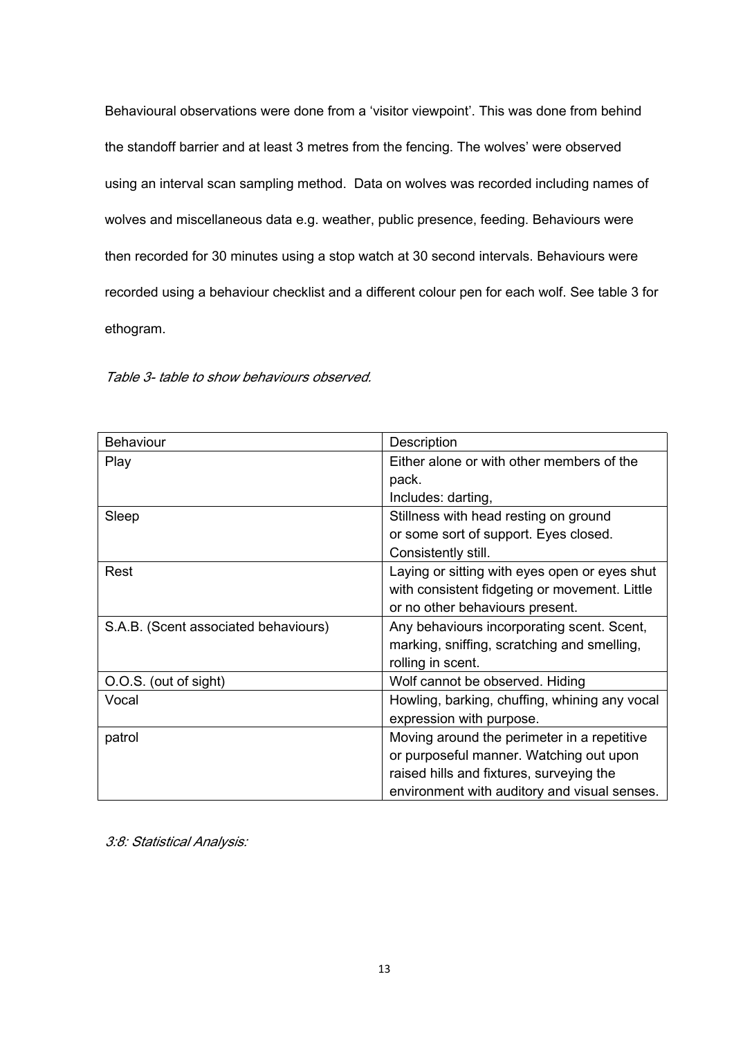Behavioural observations were done from a 'visitor viewpoint'. This was done from behind the standoff barrier and at least 3 metres from the fencing. The wolves' were observed using an interval scan sampling method. Data on wolves was recorded including names of wolves and miscellaneous data e.g. weather, public presence, feeding. Behaviours were then recorded for 30 minutes using a stop watch at 30 second intervals. Behaviours were recorded using a behaviour checklist and a different colour pen for each wolf. See table 3 for ethogram.

*Table 3- table to show behaviours observed.*

| Behaviour | Description |
| --- | --- |
| Play | Either alone or with other members of the pack. Includes: darting, |
| Sleep | Stillness with head resting on ground or some sort of support. Eyes closed. Consistently still. |
| Rest | Laying or sitting with eyes open or eyes shut with consistent fidgeting or movement. Little or no other behaviours present. |
| S.A.B. (Scent associated behaviours) | Any behaviours incorporating scent. Scent, marking, sniffing, scratching and smelling, rolling in scent. |
| O.O.S. (out of sight) | Wolf cannot be observed. Hiding |
| Vocal | Howling, barking, chuffing, whining any vocal expression with purpose. |
| patrol | Moving around the perimeter in a repetitive or purposeful manner. Watching out upon raised hills and fixtures, surveying the environment with auditory and visual senses. |

*3:8: Statistical Analysis:*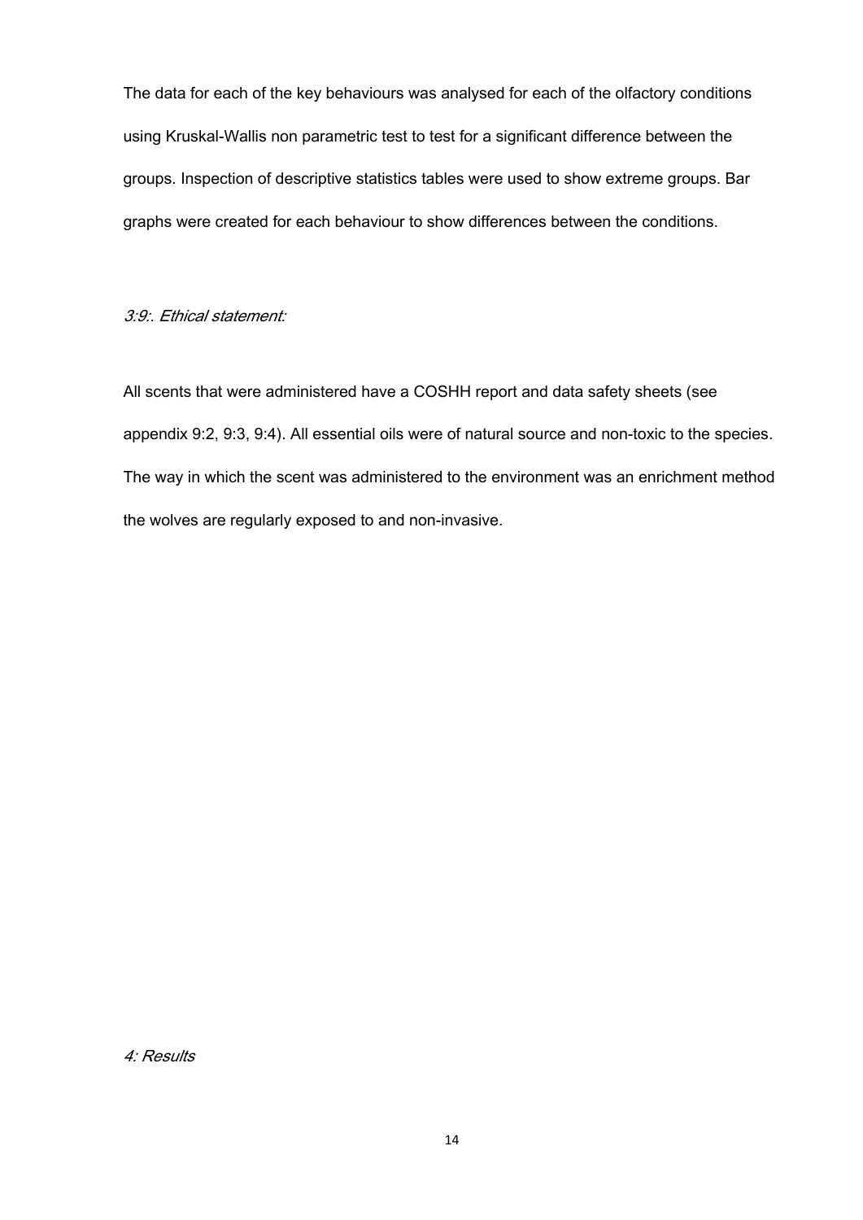The data for each of the key behaviours was analysed for each of the olfactory conditions using Kruskal-Wallis non parametric test to test for a significant difference between the groups. Inspection of descriptive statistics tables were used to show extreme groups. Bar graphs were created for each behaviour to show differences between the conditions.

### *3:9:. Ethical statement:*

All scents that were administered have a COSHH report and data safety sheets (see appendix 9:2, 9:3, 9:4). All essential oils were of natural source and non-toxic to the species. The way in which the scent was administered to the environment was an enrichment method the wolves are regularly exposed to and non-invasive.

## *4: Results*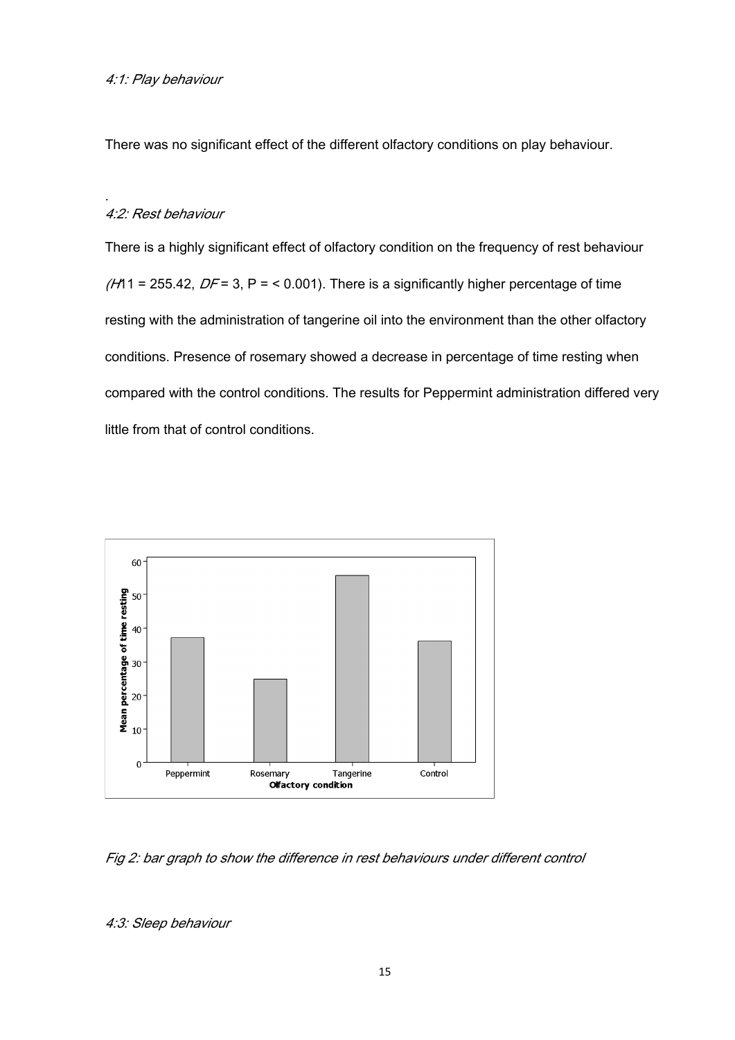*4:1: Play behaviour*

There was no significant effect of the different olfactory conditions on play behaviour.

.

*4:2: Rest behaviour*

There is a highly significant effect of olfactory condition on the frequency of rest behaviour ($H$11 = 255.42, $DF$ = 3, P = < 0.001). There is a significantly higher percentage of time resting with the administration of tangerine oil into the environment than the other olfactory conditions. Presence of rosemary showed a decrease in percentage of time resting when compared with the control conditions. The results for Peppermint administration differed very little from that of control conditions.

*Fig 2: bar graph to show the difference in rest behaviours under different control*

*4:3: Sleep behaviour*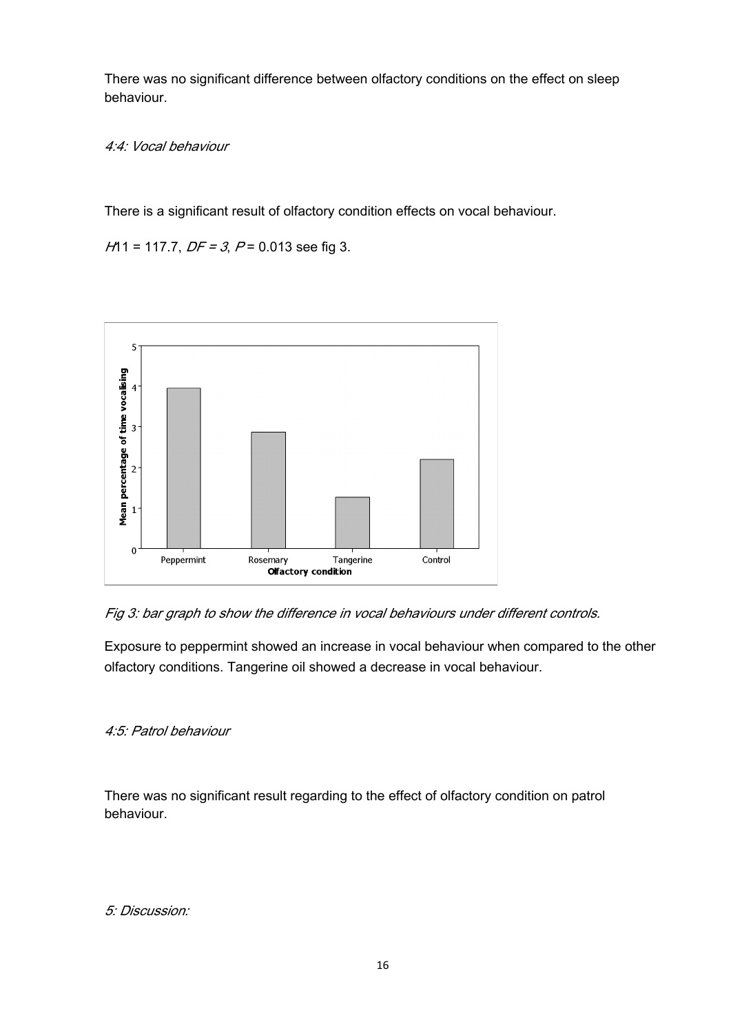There was no significant difference between olfactory conditions on the effect on sleep behaviour.

*4:4: Vocal behaviour*

There is a significant result of olfactory condition effects on vocal behaviour.

$H$11 = 117.7, $DF = 3$, $P$ = 0.013 see fig 3.

*Fig 3: bar graph to show the difference in vocal behaviours under different controls.*

Exposure to peppermint showed an increase in vocal behaviour when compared to the other olfactory conditions. Tangerine oil showed a decrease in vocal behaviour.

*4:5: Patrol behaviour*

There was no significant result regarding to the effect of olfactory condition on patrol behaviour.

*5: Discussion:*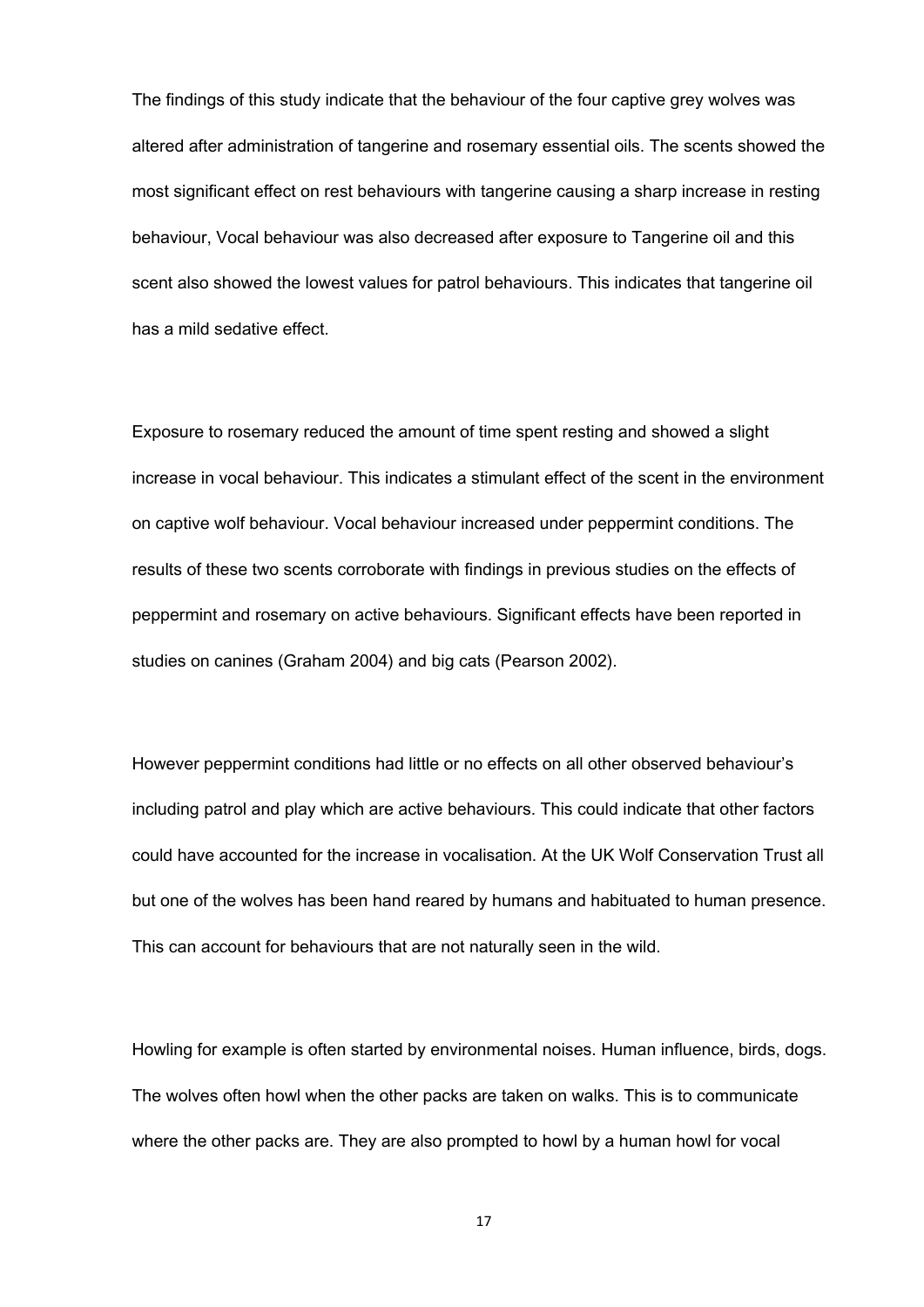The findings of this study indicate that the behaviour of the four captive grey wolves was altered after administration of tangerine and rosemary essential oils. The scents showed the most significant effect on rest behaviours with tangerine causing a sharp increase in resting behaviour, Vocal behaviour was also decreased after exposure to Tangerine oil and this scent also showed the lowest values for patrol behaviours. This indicates that tangerine oil has a mild sedative effect.

Exposure to rosemary reduced the amount of time spent resting and showed a slight increase in vocal behaviour. This indicates a stimulant effect of the scent in the environment on captive wolf behaviour. Vocal behaviour increased under peppermint conditions. The results of these two scents corroborate with findings in previous studies on the effects of peppermint and rosemary on active behaviours. Significant effects have been reported in studies on canines (Graham 2004) and big cats (Pearson 2002).

However peppermint conditions had little or no effects on all other observed behaviour's including patrol and play which are active behaviours. This could indicate that other factors could have accounted for the increase in vocalisation. At the UK Wolf Conservation Trust all but one of the wolves has been hand reared by humans and habituated to human presence. This can account for behaviours that are not naturally seen in the wild.

Howling for example is often started by environmental noises. Human influence, birds, dogs. The wolves often howl when the other packs are taken on walks. This is to communicate where the other packs are. They are also prompted to howl by a human howl for vocal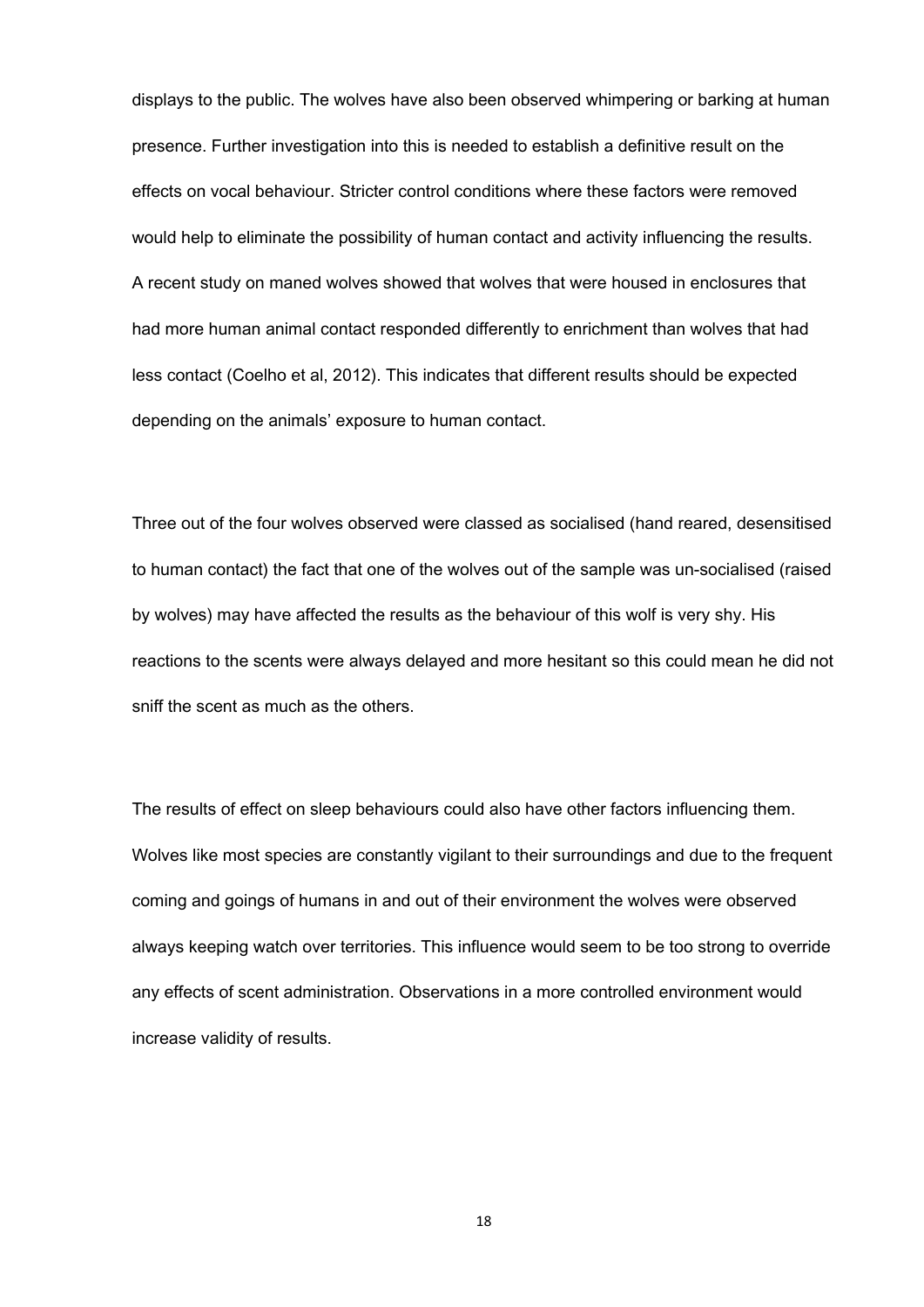displays to the public. The wolves have also been observed whimpering or barking at human presence. Further investigation into this is needed to establish a definitive result on the effects on vocal behaviour. Stricter control conditions where these factors were removed would help to eliminate the possibility of human contact and activity influencing the results. A recent study on maned wolves showed that wolves that were housed in enclosures that had more human animal contact responded differently to enrichment than wolves that had less contact (Coelho et al, 2012). This indicates that different results should be expected depending on the animals' exposure to human contact.

Three out of the four wolves observed were classed as socialised (hand reared, desensitised to human contact) the fact that one of the wolves out of the sample was un-socialised (raised by wolves) may have affected the results as the behaviour of this wolf is very shy. His reactions to the scents were always delayed and more hesitant so this could mean he did not sniff the scent as much as the others.

The results of effect on sleep behaviours could also have other factors influencing them. Wolves like most species are constantly vigilant to their surroundings and due to the frequent coming and goings of humans in and out of their environment the wolves were observed always keeping watch over territories. This influence would seem to be too strong to override any effects of scent administration. Observations in a more controlled environment would increase validity of results.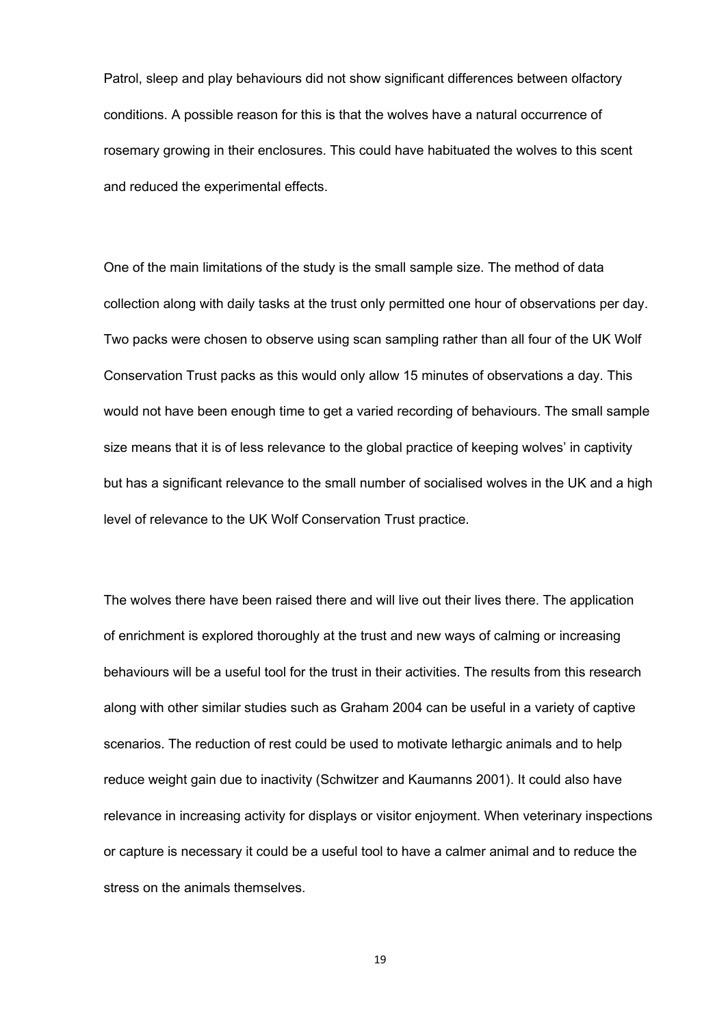Patrol, sleep and play behaviours did not show significant differences between olfactory conditions. A possible reason for this is that the wolves have a natural occurrence of rosemary growing in their enclosures. This could have habituated the wolves to this scent and reduced the experimental effects.

One of the main limitations of the study is the small sample size. The method of data collection along with daily tasks at the trust only permitted one hour of observations per day. Two packs were chosen to observe using scan sampling rather than all four of the UK Wolf Conservation Trust packs as this would only allow 15 minutes of observations a day. This would not have been enough time to get a varied recording of behaviours. The small sample size means that it is of less relevance to the global practice of keeping wolves' in captivity but has a significant relevance to the small number of socialised wolves in the UK and a high level of relevance to the UK Wolf Conservation Trust practice.

The wolves there have been raised there and will live out their lives there. The application of enrichment is explored thoroughly at the trust and new ways of calming or increasing behaviours will be a useful tool for the trust in their activities. The results from this research along with other similar studies such as Graham 2004 can be useful in a variety of captive scenarios. The reduction of rest could be used to motivate lethargic animals and to help reduce weight gain due to inactivity (Schwitzer and Kaumanns 2001). It could also have relevance in increasing activity for displays or visitor enjoyment. When veterinary inspections or capture is necessary it could be a useful tool to have a calmer animal and to reduce the stress on the animals themselves.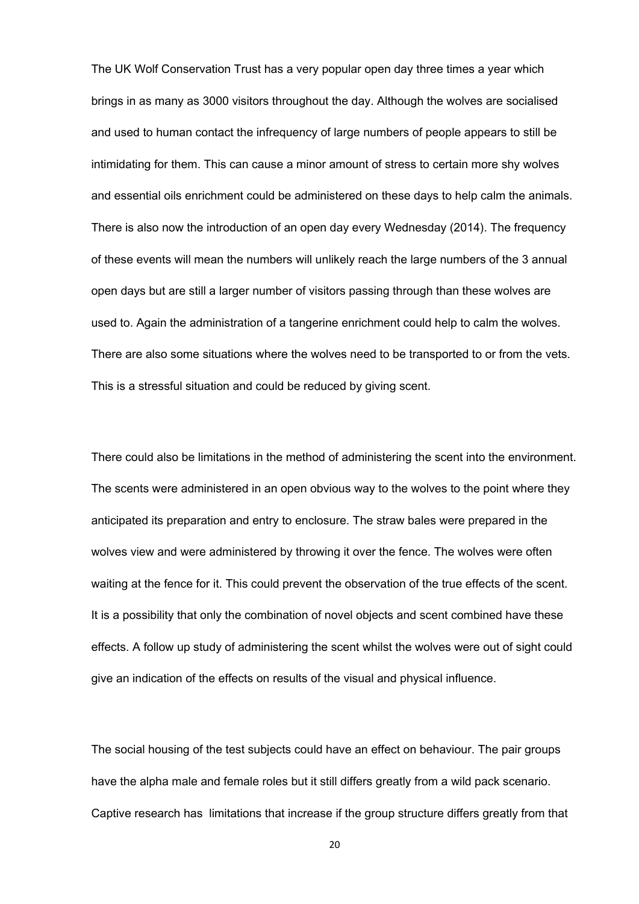The UK Wolf Conservation Trust has a very popular open day three times a year which brings in as many as 3000 visitors throughout the day. Although the wolves are socialised and used to human contact the infrequency of large numbers of people appears to still be intimidating for them. This can cause a minor amount of stress to certain more shy wolves and essential oils enrichment could be administered on these days to help calm the animals. There is also now the introduction of an open day every Wednesday (2014). The frequency of these events will mean the numbers will unlikely reach the large numbers of the 3 annual open days but are still a larger number of visitors passing through than these wolves are used to. Again the administration of a tangerine enrichment could help to calm the wolves. There are also some situations where the wolves need to be transported to or from the vets. This is a stressful situation and could be reduced by giving scent.

There could also be limitations in the method of administering the scent into the environment. The scents were administered in an open obvious way to the wolves to the point where they anticipated its preparation and entry to enclosure. The straw bales were prepared in the wolves view and were administered by throwing it over the fence. The wolves were often waiting at the fence for it. This could prevent the observation of the true effects of the scent. It is a possibility that only the combination of novel objects and scent combined have these effects. A follow up study of administering the scent whilst the wolves were out of sight could give an indication of the effects on results of the visual and physical influence.

The social housing of the test subjects could have an effect on behaviour. The pair groups have the alpha male and female roles but it still differs greatly from a wild pack scenario. Captive research has limitations that increase if the group structure differs greatly from that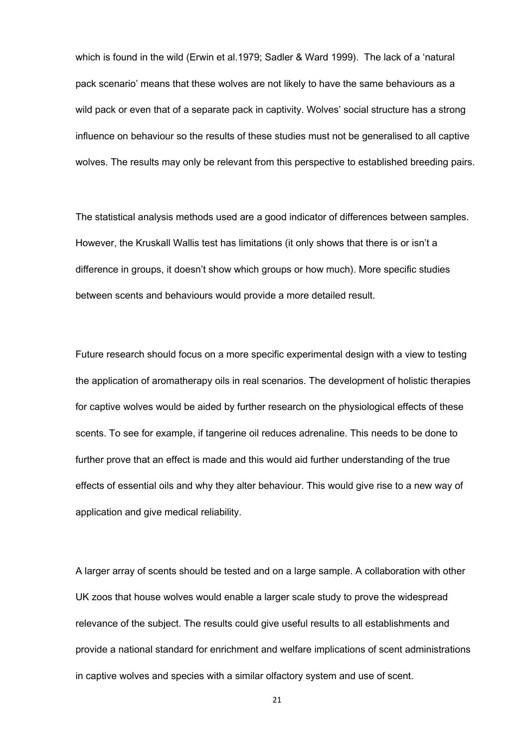which is found in the wild (Erwin et al.1979; Sadler & Ward 1999). The lack of a 'natural pack scenario' means that these wolves are not likely to have the same behaviours as a wild pack or even that of a separate pack in captivity. Wolves' social structure has a strong influence on behaviour so the results of these studies must not be generalised to all captive wolves. The results may only be relevant from this perspective to established breeding pairs.

The statistical analysis methods used are a good indicator of differences between samples. However, the Kruskall Wallis test has limitations (it only shows that there is or isn't a difference in groups, it doesn't show which groups or how much). More specific studies between scents and behaviours would provide a more detailed result.

Future research should focus on a more specific experimental design with a view to testing the application of aromatherapy oils in real scenarios. The development of holistic therapies for captive wolves would be aided by further research on the physiological effects of these scents. To see for example, if tangerine oil reduces adrenaline. This needs to be done to further prove that an effect is made and this would aid further understanding of the true effects of essential oils and why they alter behaviour. This would give rise to a new way of application and give medical reliability.

A larger array of scents should be tested and on a large sample. A collaboration with other UK zoos that house wolves would enable a larger scale study to prove the widespread relevance of the subject. The results could give useful results to all establishments and provide a national standard for enrichment and welfare implications of scent administrations in captive wolves and species with a similar olfactory system and use of scent.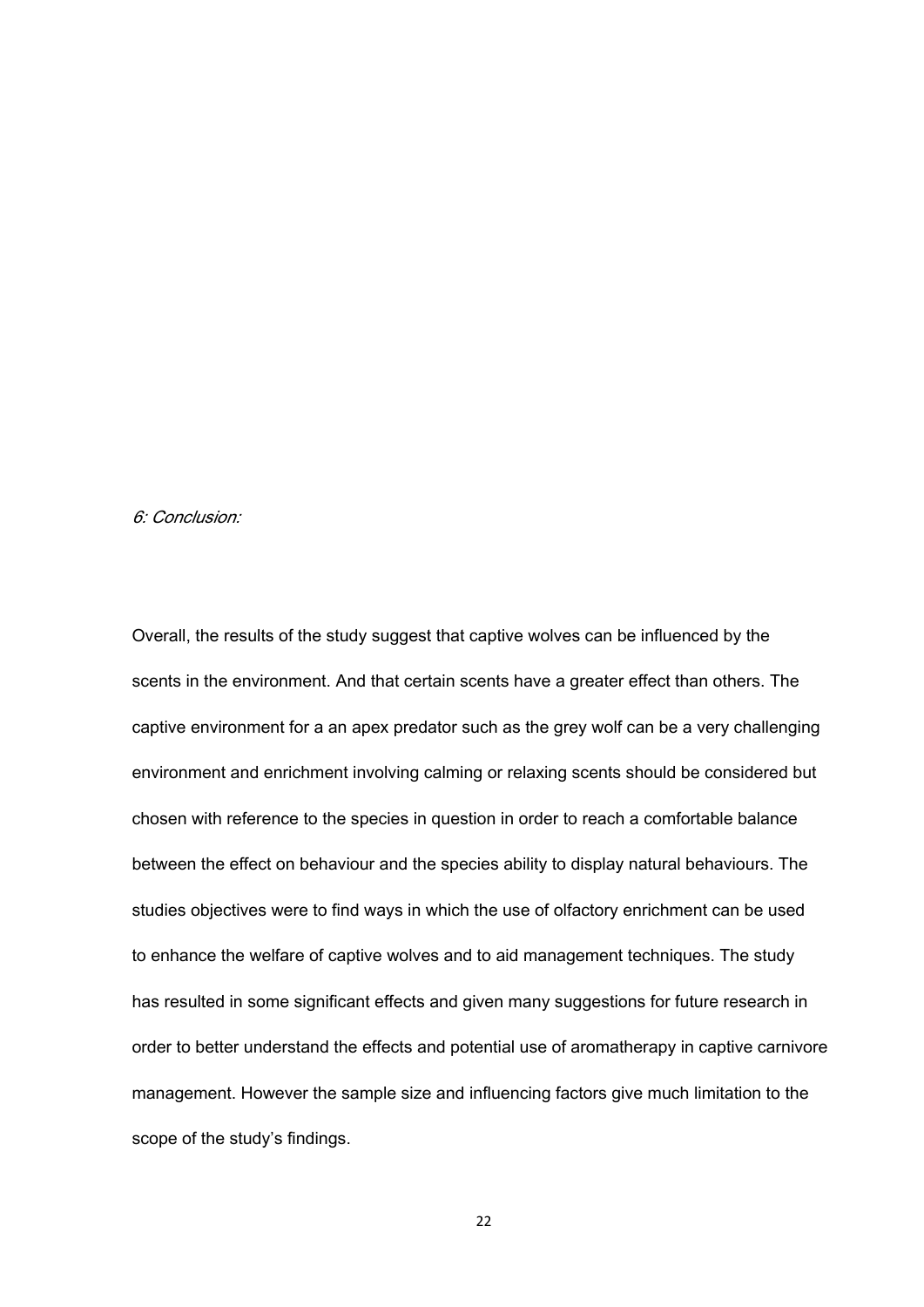*6: Conclusion:*

Overall, the results of the study suggest that captive wolves can be influenced by the scents in the environment. And that certain scents have a greater effect than others. The captive environment for a an apex predator such as the grey wolf can be a very challenging environment and enrichment involving calming or relaxing scents should be considered but chosen with reference to the species in question in order to reach a comfortable balance between the effect on behaviour and the species ability to display natural behaviours. The studies objectives were to find ways in which the use of olfactory enrichment can be used to enhance the welfare of captive wolves and to aid management techniques. The study has resulted in some significant effects and given many suggestions for future research in order to better understand the effects and potential use of aromatherapy in captive carnivore management. However the sample size and influencing factors give much limitation to the scope of the study's findings.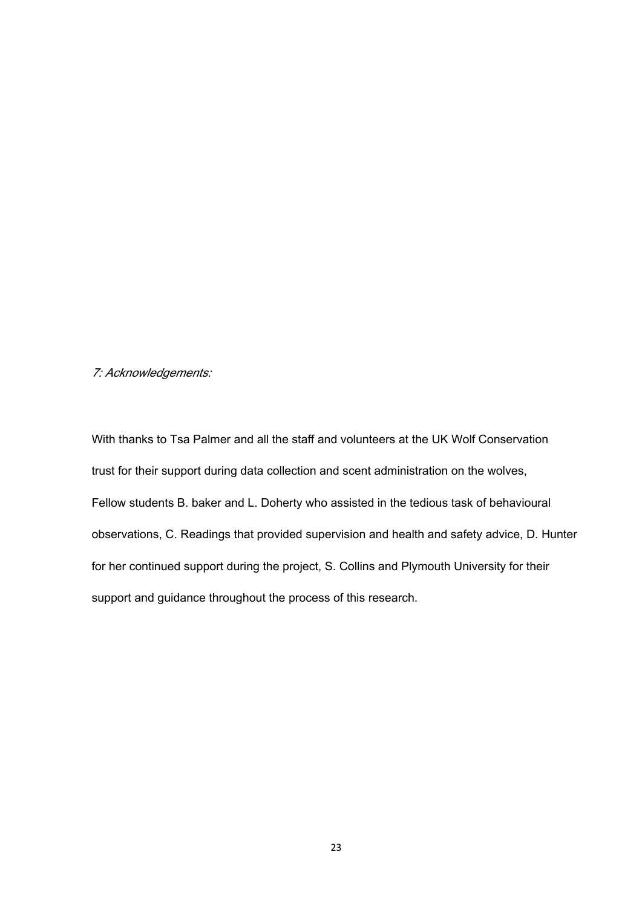## *7: Acknowledgements:*

With thanks to Tsa Palmer and all the staff and volunteers at the UK Wolf Conservation trust for their support during data collection and scent administration on the wolves, Fellow students B. baker and L. Doherty who assisted in the tedious task of behavioural observations, C. Readings that provided supervision and health and safety advice, D. Hunter for her continued support during the project, S. Collins and Plymouth University for their support and guidance throughout the process of this research.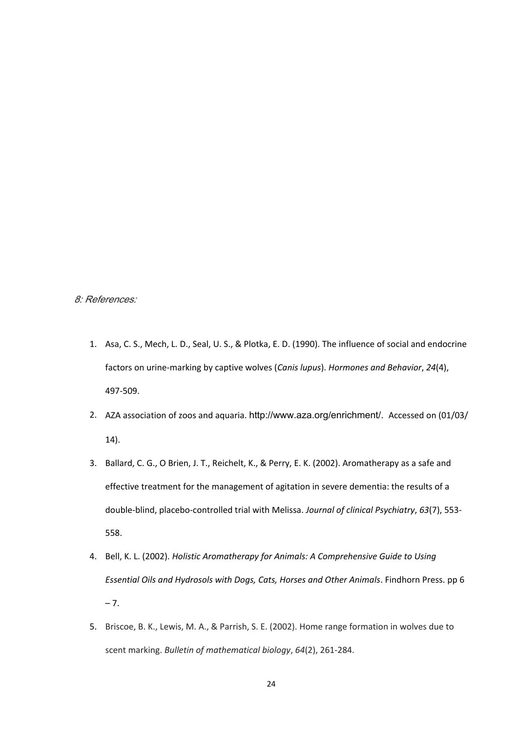## *8: References:*

1. Asa, C. S., Mech, L. D., Seal, U. S., & Plotka, E. D. (1990). The influence of social and endocrine factors on urine-marking by captive wolves (*Canis lupus*). *Hormones and Behavior*, *24*(4), 497-509.
2. AZA association of zoos and aquaria. http://www.aza.org/enrichment/. Accessed on (01/03/ 14).
3. Ballard, C. G., O Brien, J. T., Reichelt, K., & Perry, E. K. (2002). Aromatherapy as a safe and effective treatment for the management of agitation in severe dementia: the results of a double-blind, placebo-controlled trial with Melissa. *Journal of clinical Psychiatry*, *63*(7), 553-558.
4. Bell, K. L. (2002). *Holistic Aromatherapy for Animals: A Comprehensive Guide to Using Essential Oils and Hydrosols with Dogs, Cats, Horses and Other Animals*. Findhorn Press. pp 6 – 7.
5. Briscoe, B. K., Lewis, M. A., & Parrish, S. E. (2002). Home range formation in wolves due to scent marking. *Bulletin of mathematical biology*, *64*(2), 261-284.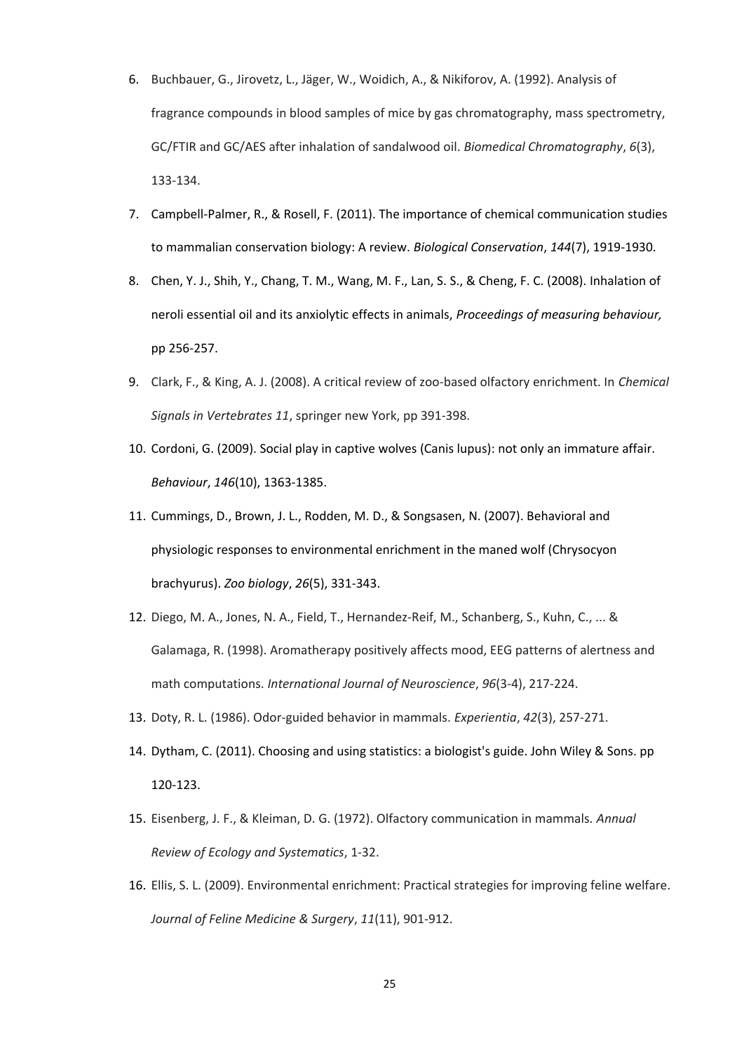6. Buchbauer, G., Jirovetz, L., Jäger, W., Woidich, A., & Nikiforov, A. (1992). Analysis of fragrance compounds in blood samples of mice by gas chromatography, mass spectrometry, GC/FTIR and GC/AES after inhalation of sandalwood oil. *Biomedical Chromatography*, *6*(3), 133-134.
7. Campbell-Palmer, R., & Rosell, F. (2011). The importance of chemical communication studies to mammalian conservation biology: A review. *Biological Conservation*, *144*(7), 1919-1930.
8. Chen, Y. J., Shih, Y., Chang, T. M., Wang, M. F., Lan, S. S., & Cheng, F. C. (2008). Inhalation of neroli essential oil and its anxiolytic effects in animals, *Proceedings of measuring behaviour,* pp 256-257.
9. Clark, F., & King, A. J. (2008). A critical review of zoo-based olfactory enrichment. In *Chemical Signals in Vertebrates 11*, springer new York, pp 391-398.
10. Cordoni, G. (2009). Social play in captive wolves (Canis lupus): not only an immature affair. *Behaviour*, *146*(10), 1363-1385.
11. Cummings, D., Brown, J. L., Rodden, M. D., & Songsasen, N. (2007). Behavioral and physiologic responses to environmental enrichment in the maned wolf (Chrysocyon brachyurus). *Zoo biology*, *26*(5), 331-343.
12. Diego, M. A., Jones, N. A., Field, T., Hernandez-Reif, M., Schanberg, S., Kuhn, C., ... & Galamaga, R. (1998). Aromatherapy positively affects mood, EEG patterns of alertness and math computations. *International Journal of Neuroscience*, *96*(3-4), 217-224.
13. Doty, R. L. (1986). Odor-guided behavior in mammals. *Experientia*, *42*(3), 257-271.
14. Dytham, C. (2011). Choosing and using statistics: a biologist's guide. John Wiley & Sons. pp 120-123.
15. Eisenberg, J. F., & Kleiman, D. G. (1972). Olfactory communication in mammals. *Annual Review of Ecology and Systematics*, 1-32.
16. Ellis, S. L. (2009). Environmental enrichment: Practical strategies for improving feline welfare. *Journal of Feline Medicine & Surgery*, *11*(11), 901-912.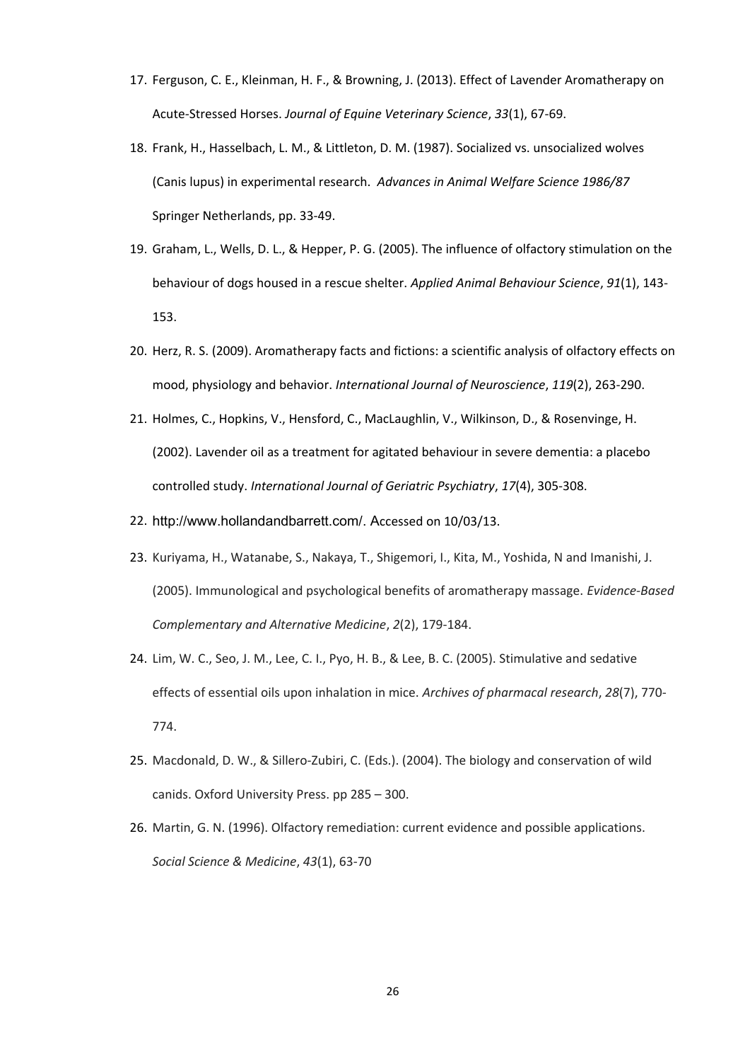17. Ferguson, C. E., Kleinman, H. F., & Browning, J. (2013). Effect of Lavender Aromatherapy on Acute-Stressed Horses. *Journal of Equine Veterinary Science*, *33*(1), 67-69.
18. Frank, H., Hasselbach, L. M., & Littleton, D. M. (1987). Socialized vs. unsocialized wolves (Canis lupus) in experimental research. *Advances in Animal Welfare Science 1986/87* Springer Netherlands, pp. 33-49.
19. Graham, L., Wells, D. L., & Hepper, P. G. (2005). The influence of olfactory stimulation on the behaviour of dogs housed in a rescue shelter. *Applied Animal Behaviour Science*, *91*(1), 143-153.
20. Herz, R. S. (2009). Aromatherapy facts and fictions: a scientific analysis of olfactory effects on mood, physiology and behavior. *International Journal of Neuroscience*, *119*(2), 263-290.
21. Holmes, C., Hopkins, V., Hensford, C., MacLaughlin, V., Wilkinson, D., & Rosenvinge, H. (2002). Lavender oil as a treatment for agitated behaviour in severe dementia: a placebo controlled study. *International Journal of Geriatric Psychiatry*, *17*(4), 305-308.
22. http://www.hollandandbarrett.com/. Accessed on 10/03/13.
23. Kuriyama, H., Watanabe, S., Nakaya, T., Shigemori, I., Kita, M., Yoshida, N and Imanishi, J. (2005). Immunological and psychological benefits of aromatherapy massage. *Evidence-Based Complementary and Alternative Medicine*, *2*(2), 179-184.
24. Lim, W. C., Seo, J. M., Lee, C. I., Pyo, H. B., & Lee, B. C. (2005). Stimulative and sedative effects of essential oils upon inhalation in mice. *Archives of pharmacal research*, *28*(7), 770-774.
25. Macdonald, D. W., & Sillero-Zubiri, C. (Eds.). (2004). The biology and conservation of wild canids. Oxford University Press. pp 285 – 300.
26. Martin, G. N. (1996). Olfactory remediation: current evidence and possible applications. *Social Science & Medicine*, *43*(1), 63-70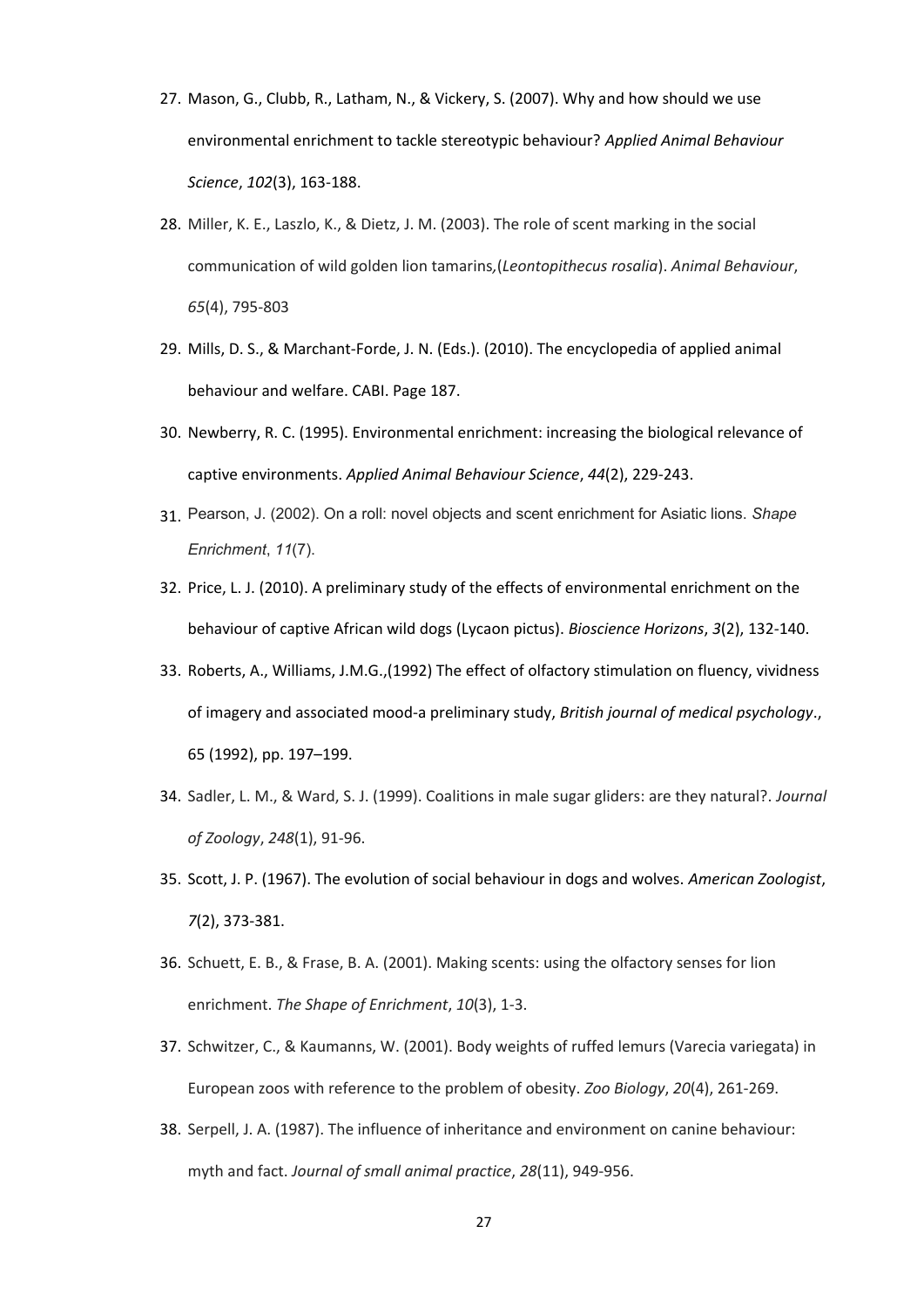27. Mason, G., Clubb, R., Latham, N., & Vickery, S. (2007). Why and how should we use environmental enrichment to tackle stereotypic behaviour? *Applied Animal Behaviour Science*, *102*(3), 163-188.
28. Miller, K. E., Laszlo, K., & Dietz, J. M. (2003). The role of scent marking in the social communication of wild golden lion tamarins,(*Leontopithecus rosalia*). *Animal Behaviour*, *65*(4), 795-803
29. Mills, D. S., & Marchant-Forde, J. N. (Eds.). (2010). The encyclopedia of applied animal behaviour and welfare. CABI. Page 187.
30. Newberry, R. C. (1995). Environmental enrichment: increasing the biological relevance of captive environments. *Applied Animal Behaviour Science*, *44*(2), 229-243.
31. Pearson, J. (2002). On a roll: novel objects and scent enrichment for Asiatic lions. *Shape Enrichment*, *11*(7).
32. Price, L. J. (2010). A preliminary study of the effects of environmental enrichment on the behaviour of captive African wild dogs (Lycaon pictus). *Bioscience Horizons*, *3*(2), 132-140.
33. Roberts, A., Williams, J.M.G.,(1992) The effect of olfactory stimulation on fluency, vividness of imagery and associated mood-a preliminary study, *British journal of medical psychology*., 65 (1992), pp. 197–199.
34. Sadler, L. M., & Ward, S. J. (1999). Coalitions in male sugar gliders: are they natural?. *Journal of Zoology*, *248*(1), 91-96.
35. Scott, J. P. (1967). The evolution of social behaviour in dogs and wolves. *American Zoologist*, *7*(2), 373-381.
36. Schuett, E. B., & Frase, B. A. (2001). Making scents: using the olfactory senses for lion enrichment. *The Shape of Enrichment*, *10*(3), 1-3.
37. Schwitzer, C., & Kaumanns, W. (2001). Body weights of ruffed lemurs (Varecia variegata) in European zoos with reference to the problem of obesity. *Zoo Biology*, *20*(4), 261-269.
38. Serpell, J. A. (1987). The influence of inheritance and environment on canine behaviour: myth and fact. *Journal of small animal practice*, *28*(11), 949-956.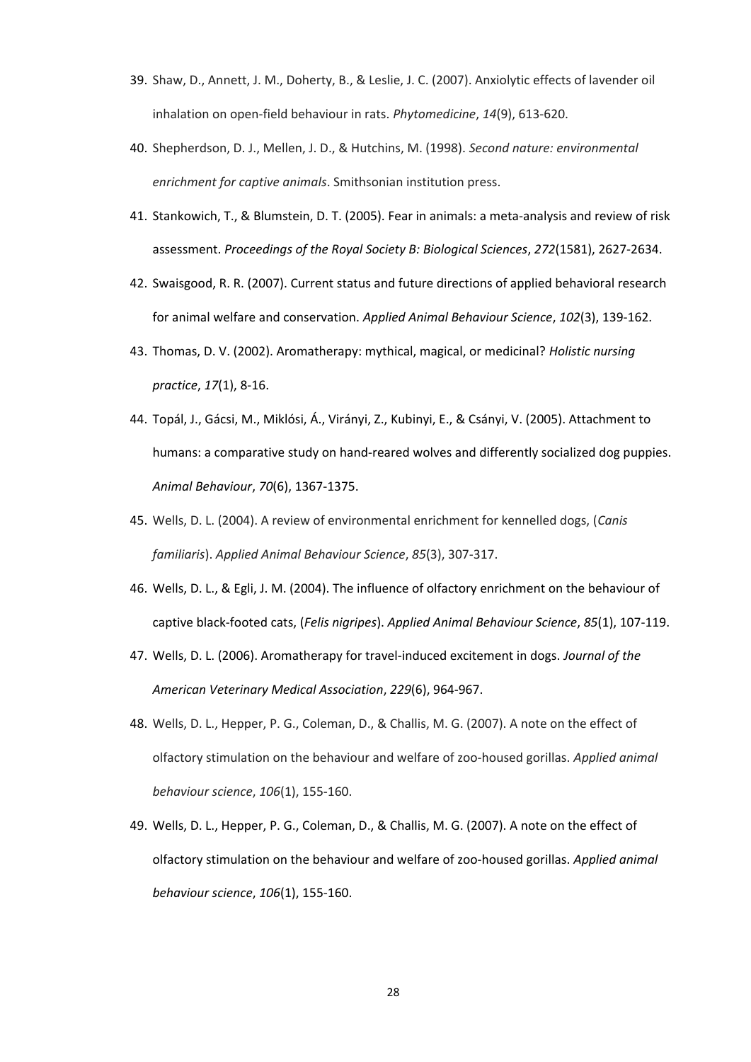39. Shaw, D., Annett, J. M., Doherty, B., & Leslie, J. C. (2007). Anxiolytic effects of lavender oil inhalation on open-field behaviour in rats. *Phytomedicine*, *14*(9), 613-620.
40. Shepherdson, D. J., Mellen, J. D., & Hutchins, M. (1998). *Second nature: environmental enrichment for captive animals*. Smithsonian institution press.
41. Stankowich, T., & Blumstein, D. T. (2005). Fear in animals: a meta-analysis and review of risk assessment. *Proceedings of the Royal Society B: Biological Sciences*, *272*(1581), 2627-2634.
42. Swaisgood, R. R. (2007). Current status and future directions of applied behavioral research for animal welfare and conservation. *Applied Animal Behaviour Science*, *102*(3), 139-162.
43. Thomas, D. V. (2002). Aromatherapy: mythical, magical, or medicinal? *Holistic nursing practice*, *17*(1), 8-16.
44. Topál, J., Gácsi, M., Miklósi, Á., Virányi, Z., Kubinyi, E., & Csányi, V. (2005). Attachment to humans: a comparative study on hand-reared wolves and differently socialized dog puppies. *Animal Behaviour*, *70*(6), 1367-1375.
45. Wells, D. L. (2004). A review of environmental enrichment for kennelled dogs, (*Canis familiaris*). *Applied Animal Behaviour Science*, *85*(3), 307-317.
46. Wells, D. L., & Egli, J. M. (2004). The influence of olfactory enrichment on the behaviour of captive black-footed cats, (*Felis nigripes*). *Applied Animal Behaviour Science*, *85*(1), 107-119.
47. Wells, D. L. (2006). Aromatherapy for travel-induced excitement in dogs. *Journal of the American Veterinary Medical Association*, *229*(6), 964-967.
48. Wells, D. L., Hepper, P. G., Coleman, D., & Challis, M. G. (2007). A note on the effect of olfactory stimulation on the behaviour and welfare of zoo-housed gorillas. *Applied animal behaviour science*, *106*(1), 155-160.
49. Wells, D. L., Hepper, P. G., Coleman, D., & Challis, M. G. (2007). A note on the effect of olfactory stimulation on the behaviour and welfare of zoo-housed gorillas. *Applied animal behaviour science*, *106*(1), 155-160.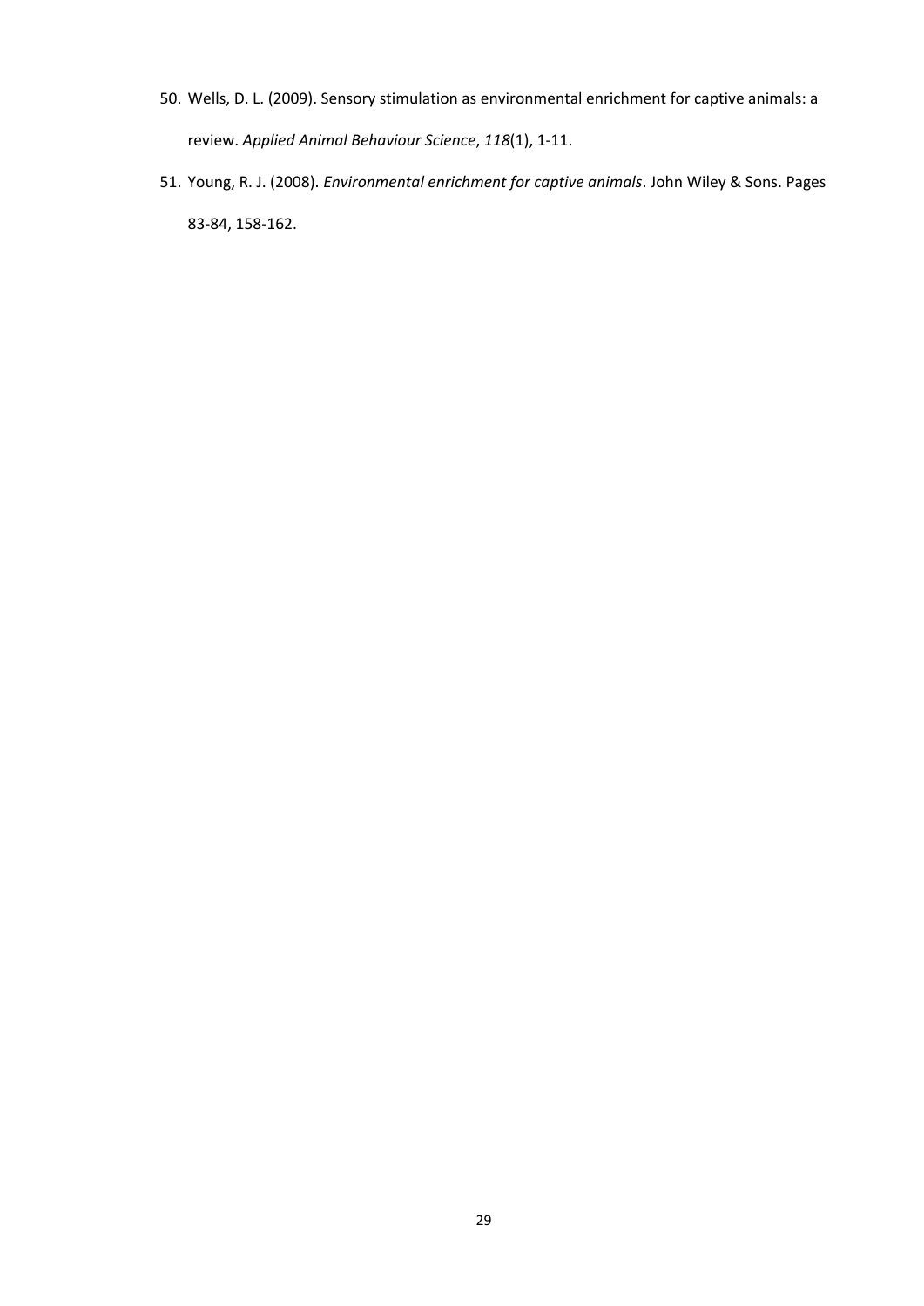50. Wells, D. L. (2009). Sensory stimulation as environmental enrichment for captive animals: a review. *Applied Animal Behaviour Science*, *118*(1), 1-11.
51. Young, R. J. (2008). *Environmental enrichment for captive animals*. John Wiley & Sons. Pages 83-84, 158-162.